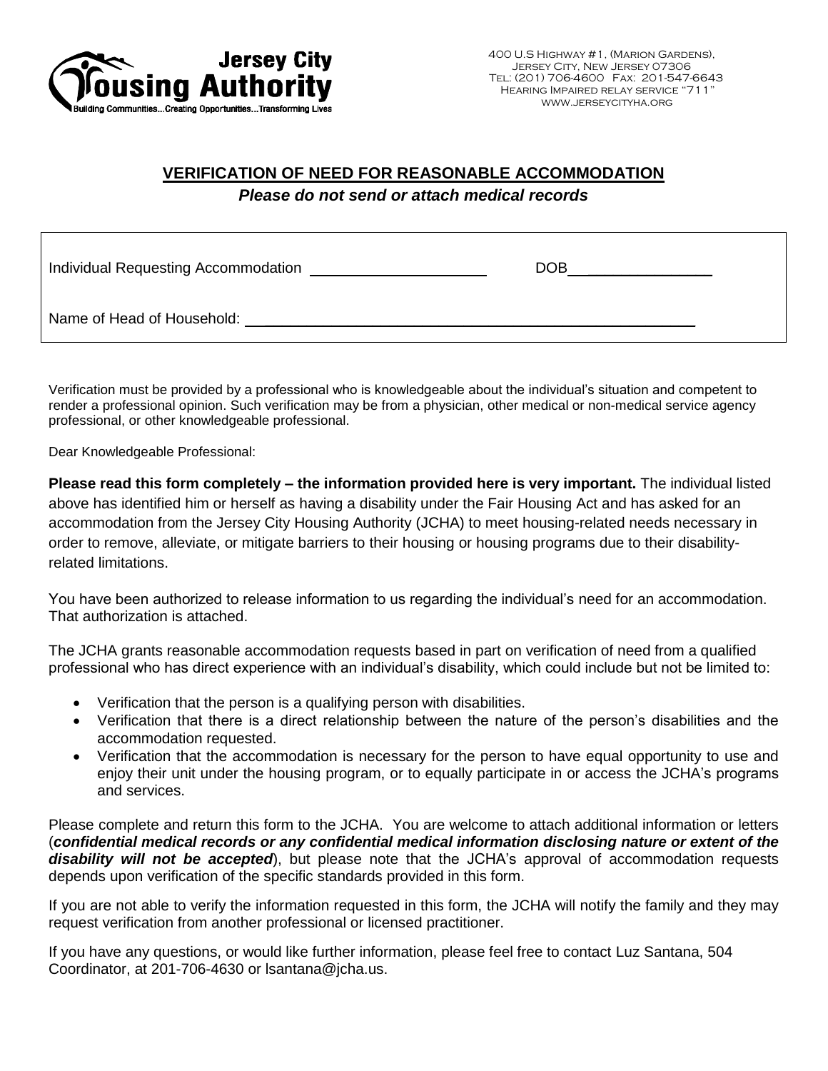Jersey City Housing Authority
Building Communities...Creating Opportunities...Transforming Lives

400 U.S Highway #1, (Marion Gardens),
Jersey City, New Jersey 07306
Tel: (201) 706-4600 Fax: 201-547-6643
Hearing Impaired relay service "711"
www.jerseycityha.org

## VERIFICATION OF NEED FOR REASONABLE ACCOMMODATION

***Please do not send or attach medical records***

Individual Requesting Accommodation ____________________ DOB________________

Name of Head of Household: ________________________________________________

Verification must be provided by a professional who is knowledgeable about the individual's situation and competent to render a professional opinion. Such verification may be from a physician, other medical or non-medical service agency professional, or other knowledgeable professional.

Dear Knowledgeable Professional:

**Please read this form completely – the information provided here is very important.** The individual listed above has identified him or herself as having a disability under the Fair Housing Act and has asked for an accommodation from the Jersey City Housing Authority (JCHA) to meet housing-related needs necessary in order to remove, alleviate, or mitigate barriers to their housing or housing programs due to their disability-related limitations.

You have been authorized to release information to us regarding the individual's need for an accommodation. That authorization is attached.

The JCHA grants reasonable accommodation requests based in part on verification of need from a qualified professional who has direct experience with an individual's disability, which could include but not be limited to:

- Verification that the person is a qualifying person with disabilities.
- Verification that there is a direct relationship between the nature of the person's disabilities and the accommodation requested.
- Verification that the accommodation is necessary for the person to have equal opportunity to use and enjoy their unit under the housing program, or to equally participate in or access the JCHA's programs and services.

Please complete and return this form to the JCHA. You are welcome to attach additional information or letters (***confidential medical records or any confidential medical information disclosing nature or extent of the disability will not be accepted***), but please note that the JCHA's approval of accommodation requests depends upon verification of the specific standards provided in this form.

If you are not able to verify the information requested in this form, the JCHA will notify the family and they may request verification from another professional or licensed practitioner.

If you have any questions, or would like further information, please feel free to contact Luz Santana, 504 Coordinator, at 201-706-4630 or lsantana@jcha.us.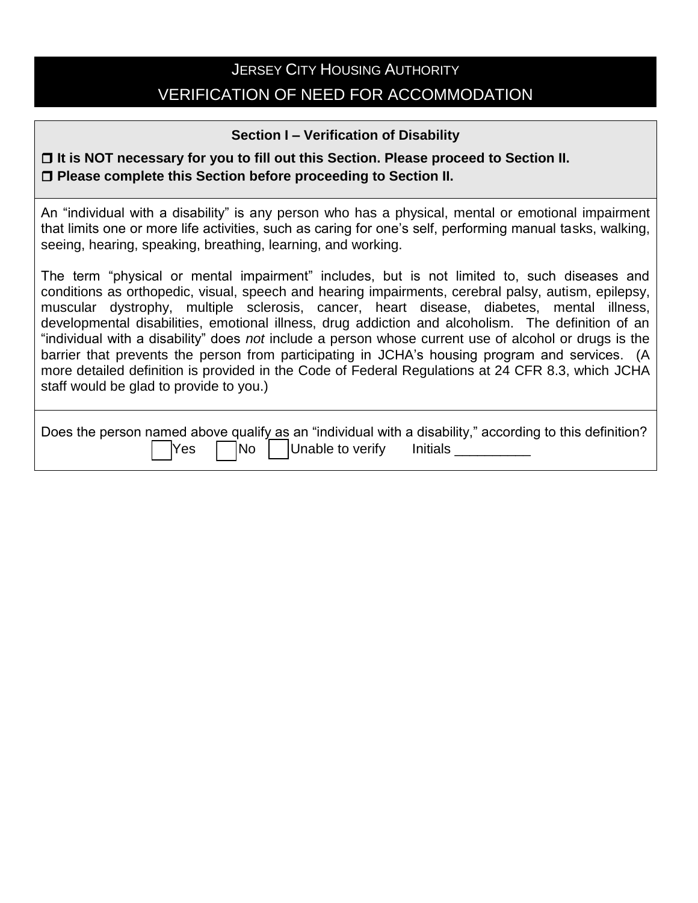# JERSEY CITY HOUSING AUTHORITY

## VERIFICATION OF NEED FOR ACCOMMODATION

### Section I – Verification of Disability

- ☐ **It is NOT necessary for you to fill out this Section. Please proceed to Section II.**
- ☐ **Please complete this Section before proceeding to Section II.**

An "individual with a disability" is any person who has a physical, mental or emotional impairment that limits one or more life activities, such as caring for one's self, performing manual tasks, walking, seeing, hearing, speaking, breathing, learning, and working.

The term "physical or mental impairment" includes, but is not limited to, such diseases and conditions as orthopedic, visual, speech and hearing impairments, cerebral palsy, autism, epilepsy, muscular dystrophy, multiple sclerosis, cancer, heart disease, diabetes, mental illness, developmental disabilities, emotional illness, drug addiction and alcoholism. The definition of an "individual with a disability" does *not* include a person whose current use of alcohol or drugs is the barrier that prevents the person from participating in JCHA's housing program and services. (A more detailed definition is provided in the Code of Federal Regulations at 24 CFR 8.3, which JCHA staff would be glad to provide to you.)

Does the person named above qualify as an "individual with a disability," according to this definition?

☐ Yes ☐ No ☐ Unable to verify Initials __________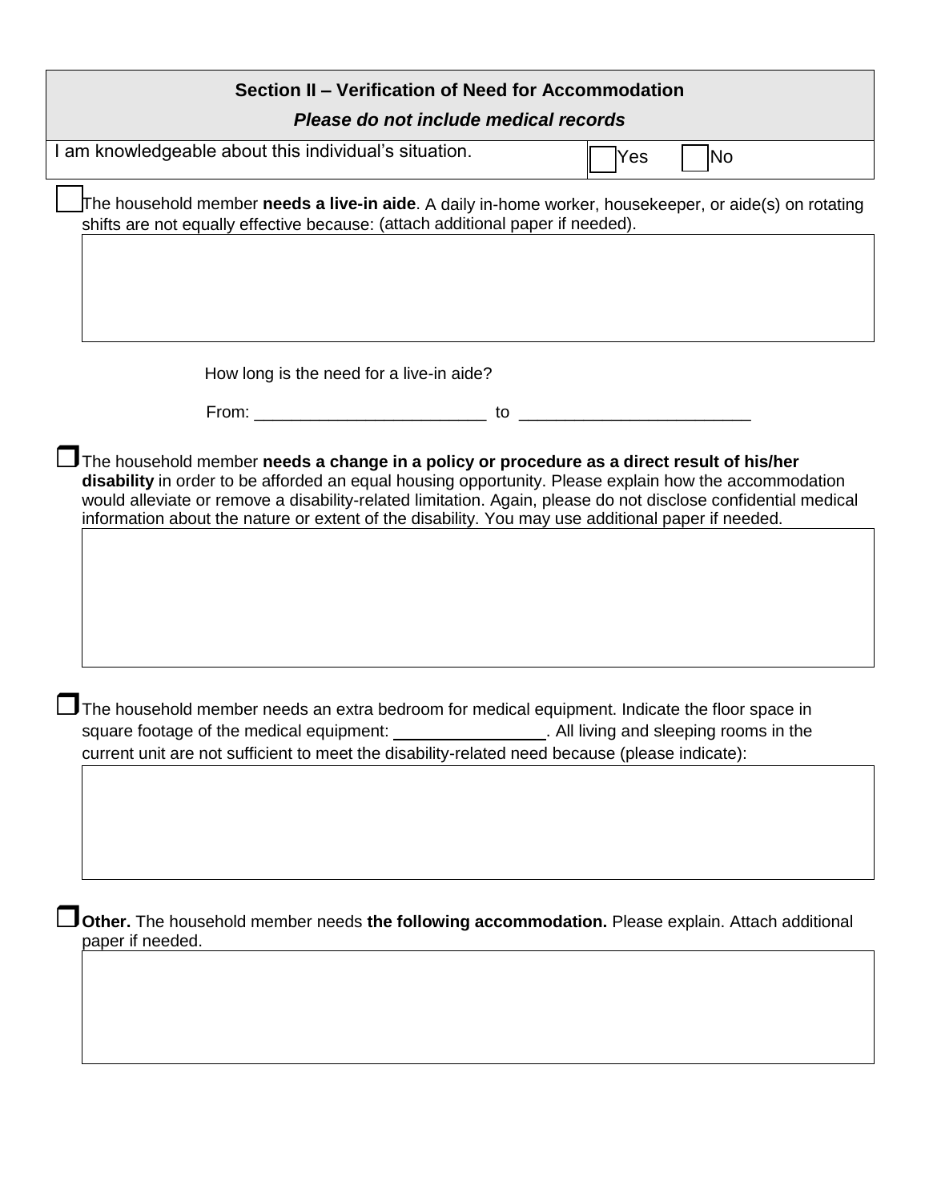## Section II – Verification of Need for Accommodation

***Please do not include medical records***

| I am knowledgeable about this individual's situation. | ☐ Yes ☐ No |
|---|---|

☐ The household member **needs a live-in aide**. A daily in-home worker, housekeeper, or aide(s) on rotating shifts are not equally effective because: (attach additional paper if needed).

&nbsp;

How long is the need for a live-in aide?

From: _________________________ to _________________________

☐ The household member **needs a change in a policy or procedure as a direct result of his/her disability** in order to be afforded an equal housing opportunity. Please explain how the accommodation would alleviate or remove a disability-related limitation. Again, please do not disclose confidential medical information about the nature or extent of the disability. You may use additional paper if needed.

&nbsp;

☐ The household member needs an extra bedroom for medical equipment. Indicate the floor space in square footage of the medical equipment: ________________. All living and sleeping rooms in the current unit are not sufficient to meet the disability-related need because (please indicate):

&nbsp;

☐ **Other.** The household member needs **the following accommodation.** Please explain. Attach additional paper if needed.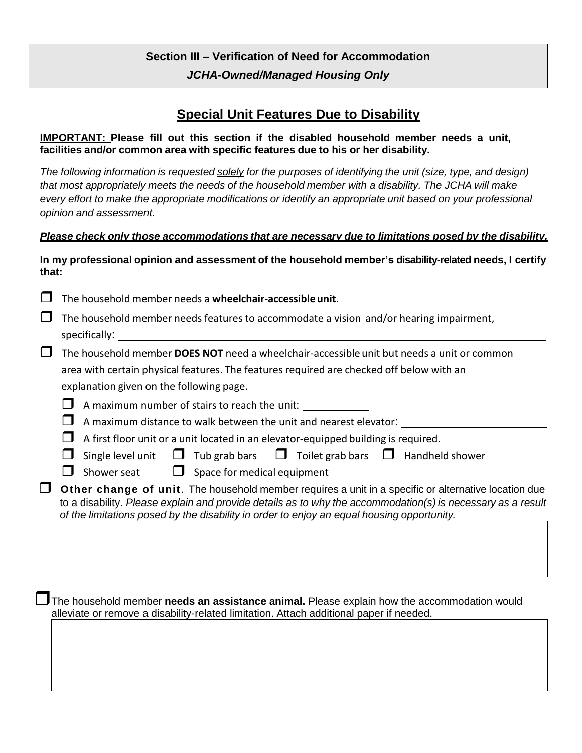## Section III – Verification of Need for Accommodation

***JCHA-Owned/Managed Housing Only***

## Special Unit Features Due to Disability

**IMPORTANT: Please fill out this section if the disabled household member needs a unit, facilities and/or common area with specific features due to his or her disability.**

*The following information is requested solely for the purposes of identifying the unit (size, type, and design) that most appropriately meets the needs of the household member with a disability. The JCHA will make every effort to make the appropriate modifications or identify an appropriate unit based on your professional opinion and assessment.*

***Please check only those accommodations that are necessary due to limitations posed by the disability.***

**In my professional opinion and assessment of the household member's disability-related needs, I certify that:**

- ☐ The household member needs a **wheelchair-accessible unit**.
- ☐ The household member needs features to accommodate a vision and/or hearing impairment, specifically: ______________________________
- ☐ The household member **DOES NOT** need a wheelchair-accessible unit but needs a unit or common area with certain physical features. The features required are checked off below with an explanation given on the following page.
  - ☐ A maximum number of stairs to reach the unit: __________
  - ☐ A maximum distance to walk between the unit and nearest elevator: ______________________
  - ☐ A first floor unit or a unit located in an elevator-equipped building is required.
  - ☐ Single level unit ☐ Tub grab bars ☐ Toilet grab bars ☐ Handheld shower
  - ☐ Shower seat ☐ Space for medical equipment
- ☐ **Other change of unit**. The household member requires a unit in a specific or alternative location due to a disability. *Please explain and provide details as to why the accommodation(s) is necessary as a result of the limitations posed by the disability in order to enjoy an equal housing opportunity.*

&nbsp;

- ☐ The household member **needs an assistance animal.** Please explain how the accommodation would alleviate or remove a disability-related limitation. Attach additional paper if needed.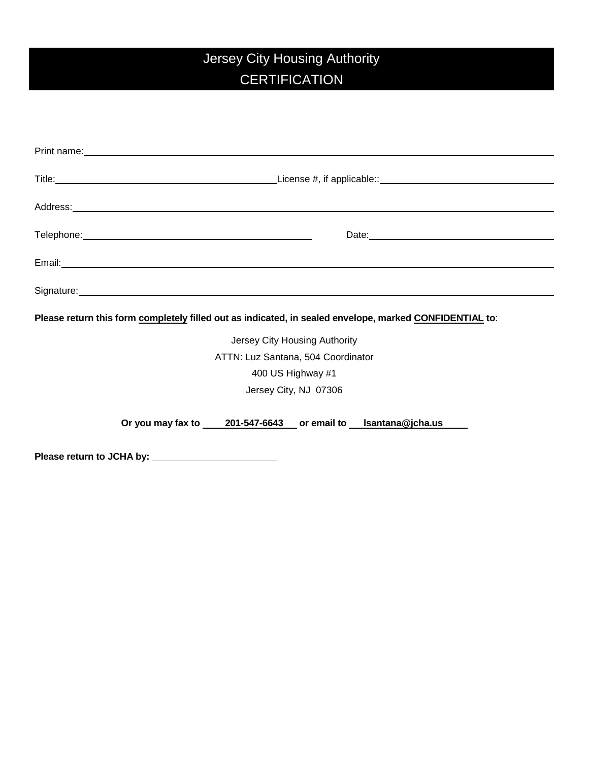# Jersey City Housing Authority
## CERTIFICATION

Print name: ______________________________________________

Title: ______________________ License #, if applicable:: ______________________

Address: ______________________________________________

Telephone: ______________________ Date: ______________________

Email: ______________________________________________

Signature: ______________________________________________

**Please return this form completely filled out as indicated, in sealed envelope, marked CONFIDENTIAL to**:

Jersey City Housing Authority
ATTN: Luz Santana, 504 Coordinator
400 US Highway #1
Jersey City, NJ 07306

**Or you may fax to 201-547-6643 or email to lsantana@jcha.us**

**Please return to JCHA by:** ______________________